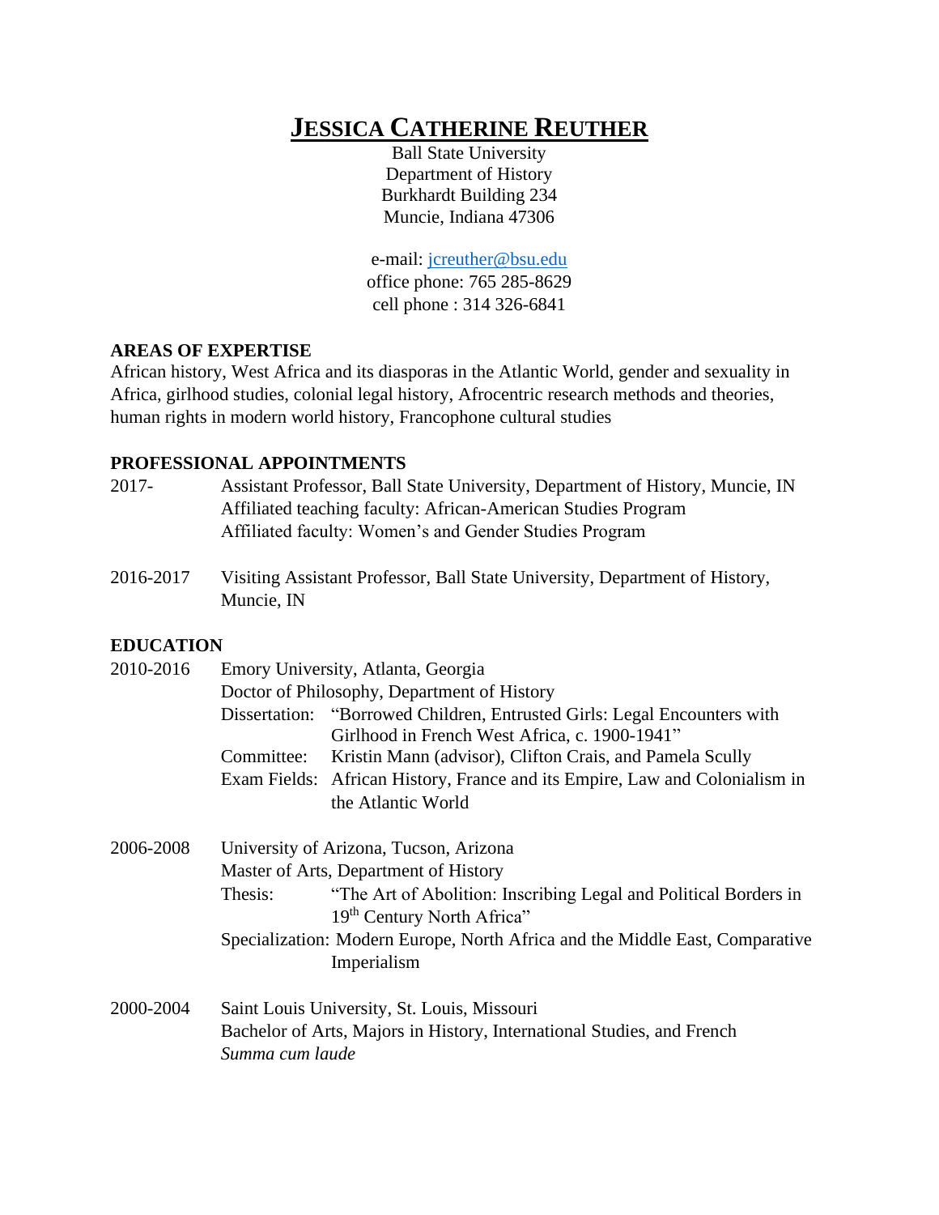# JESSICA CATHERINE REUTHER

Ball State University
Department of History
Burkhardt Building 234
Muncie, Indiana 47306

e-mail: jcreuther@bsu.edu
office phone: 765 285-8629
cell phone : 314 326-6841

## AREAS OF EXPERTISE

African history, West Africa and its diasporas in the Atlantic World, gender and sexuality in Africa, girlhood studies, colonial legal history, Afrocentric research methods and theories, human rights in modern world history, Francophone cultural studies

## PROFESSIONAL APPOINTMENTS

2017- Assistant Professor, Ball State University, Department of History, Muncie, IN
Affiliated teaching faculty: African-American Studies Program
Affiliated faculty: Women's and Gender Studies Program

2016-2017 Visiting Assistant Professor, Ball State University, Department of History, Muncie, IN

## EDUCATION

2010-2016 Emory University, Atlanta, Georgia
Doctor of Philosophy, Department of History
Dissertation: "Borrowed Children, Entrusted Girls: Legal Encounters with Girlhood in French West Africa, c. 1900-1941"
Committee: Kristin Mann (advisor), Clifton Crais, and Pamela Scully
Exam Fields: African History, France and its Empire, Law and Colonialism in the Atlantic World

2006-2008 University of Arizona, Tucson, Arizona
Master of Arts, Department of History
Thesis: "The Art of Abolition: Inscribing Legal and Political Borders in 19th Century North Africa"
Specialization: Modern Europe, North Africa and the Middle East, Comparative Imperialism

2000-2004 Saint Louis University, St. Louis, Missouri
Bachelor of Arts, Majors in History, International Studies, and French
*Summa cum laude*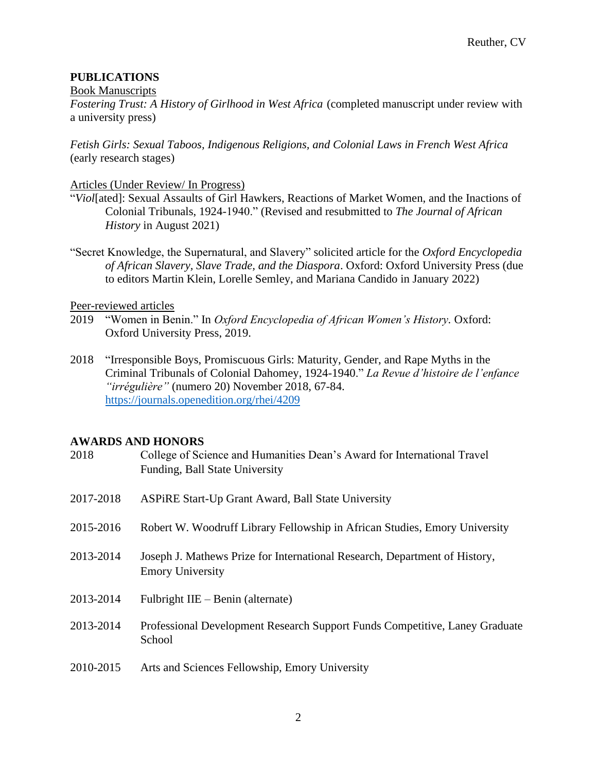## PUBLICATIONS

Book Manuscripts

*Fostering Trust: A History of Girlhood in West Africa* (completed manuscript under review with a university press)

*Fetish Girls: Sexual Taboos, Indigenous Religions, and Colonial Laws in French West Africa* (early research stages)

Articles (Under Review/ In Progress)

"*Viol*[ated]: Sexual Assaults of Girl Hawkers, Reactions of Market Women, and the Inactions of Colonial Tribunals, 1924-1940." (Revised and resubmitted to *The Journal of African History* in August 2021)

"Secret Knowledge, the Supernatural, and Slavery" solicited article for the *Oxford Encyclopedia of African Slavery, Slave Trade, and the Diaspora*. Oxford: Oxford University Press (due to editors Martin Klein, Lorelle Semley, and Mariana Candido in January 2022)

Peer-reviewed articles

2019 "Women in Benin." In *Oxford Encyclopedia of African Women's History*. Oxford: Oxford University Press, 2019.

2018 "Irresponsible Boys, Promiscuous Girls: Maturity, Gender, and Rape Myths in the Criminal Tribunals of Colonial Dahomey, 1924-1940." *La Revue d'histoire de l'enfance "irrégulière"* (numero 20) November 2018, 67-84. https://journals.openedition.org/rhei/4209

## AWARDS AND HONORS

2018 College of Science and Humanities Dean's Award for International Travel Funding, Ball State University

2017-2018 ASPiRE Start-Up Grant Award, Ball State University

2015-2016 Robert W. Woodruff Library Fellowship in African Studies, Emory University

2013-2014 Joseph J. Mathews Prize for International Research, Department of History, Emory University

2013-2014 Fulbright IIE – Benin (alternate)

2013-2014 Professional Development Research Support Funds Competitive, Laney Graduate School

2010-2015 Arts and Sciences Fellowship, Emory University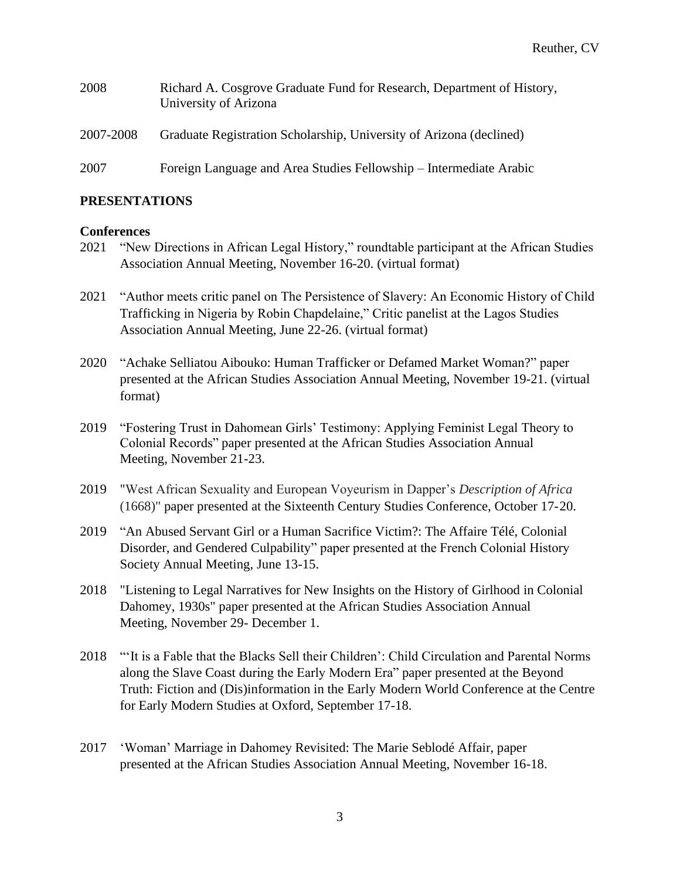2008 Richard A. Cosgrove Graduate Fund for Research, Department of History, University of Arizona

2007-2008 Graduate Registration Scholarship, University of Arizona (declined)

2007 Foreign Language and Area Studies Fellowship – Intermediate Arabic

## PRESENTATIONS

### Conferences

2021 "New Directions in African Legal History," roundtable participant at the African Studies Association Annual Meeting, November 16-20. (virtual format)

2021 "Author meets critic panel on The Persistence of Slavery: An Economic History of Child Trafficking in Nigeria by Robin Chapdelaine," Critic panelist at the Lagos Studies Association Annual Meeting, June 22-26. (virtual format)

2020 "Achake Selliatou Aibouko: Human Trafficker or Defamed Market Woman?" paper presented at the African Studies Association Annual Meeting, November 19-21. (virtual format)

2019 "Fostering Trust in Dahomean Girls' Testimony: Applying Feminist Legal Theory to Colonial Records" paper presented at the African Studies Association Annual Meeting, November 21-23.

2019 "West African Sexuality and European Voyeurism in Dapper's *Description of Africa* (1668)" paper presented at the Sixteenth Century Studies Conference, October 17-20.

2019 "An Abused Servant Girl or a Human Sacrifice Victim?: The Affaire Télé, Colonial Disorder, and Gendered Culpability" paper presented at the French Colonial History Society Annual Meeting, June 13-15.

2018 "Listening to Legal Narratives for New Insights on the History of Girlhood in Colonial Dahomey, 1930s" paper presented at the African Studies Association Annual Meeting, November 29- December 1.

2018 "'It is a Fable that the Blacks Sell their Children': Child Circulation and Parental Norms along the Slave Coast during the Early Modern Era" paper presented at the Beyond Truth: Fiction and (Dis)information in the Early Modern World Conference at the Centre for Early Modern Studies at Oxford, September 17-18.

2017 'Woman' Marriage in Dahomey Revisited: The Marie Seblodé Affair, paper presented at the African Studies Association Annual Meeting, November 16-18.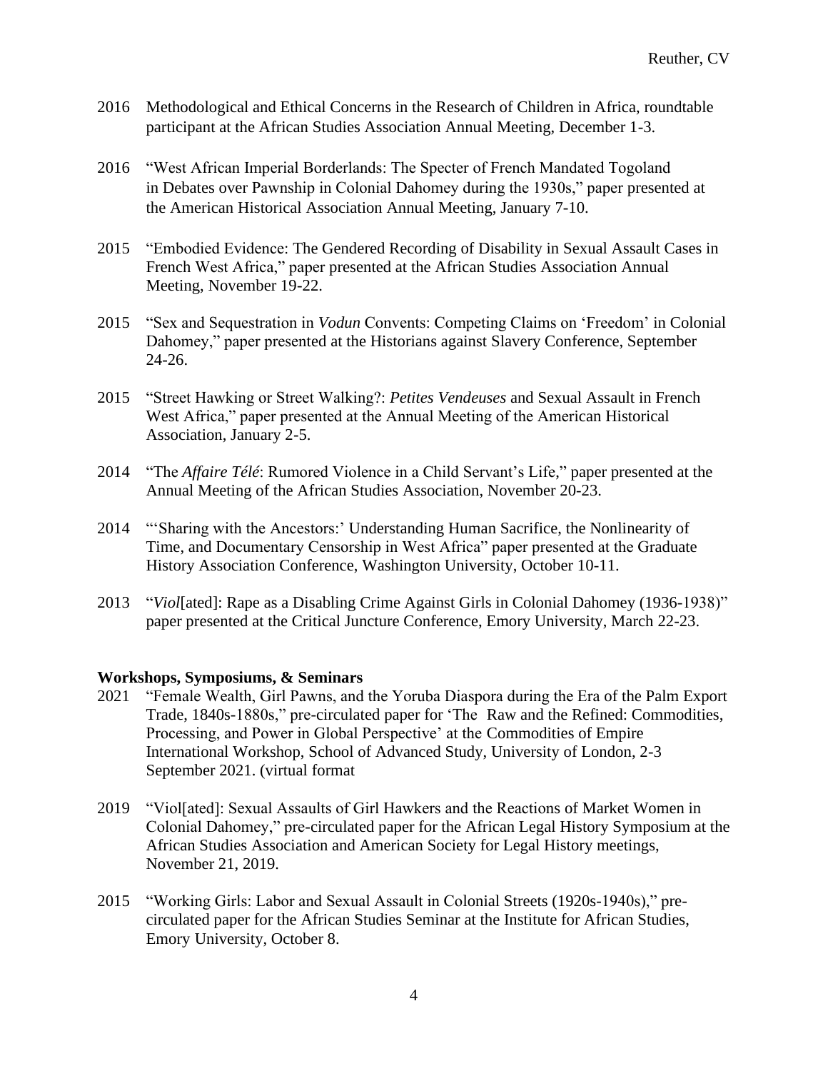2016 Methodological and Ethical Concerns in the Research of Children in Africa, roundtable participant at the African Studies Association Annual Meeting, December 1-3.

2016 "West African Imperial Borderlands: The Specter of French Mandated Togoland in Debates over Pawnship in Colonial Dahomey during the 1930s," paper presented at the American Historical Association Annual Meeting, January 7-10.

2015 "Embodied Evidence: The Gendered Recording of Disability in Sexual Assault Cases in French West Africa," paper presented at the African Studies Association Annual Meeting, November 19-22.

2015 "Sex and Sequestration in *Vodun* Convents: Competing Claims on 'Freedom' in Colonial Dahomey," paper presented at the Historians against Slavery Conference, September 24-26.

2015 "Street Hawking or Street Walking?: *Petites Vendeuses* and Sexual Assault in French West Africa," paper presented at the Annual Meeting of the American Historical Association, January 2-5.

2014 "The *Affaire Télé*: Rumored Violence in a Child Servant's Life," paper presented at the Annual Meeting of the African Studies Association, November 20-23.

2014 "'Sharing with the Ancestors:' Understanding Human Sacrifice, the Nonlinearity of Time, and Documentary Censorship in West Africa" paper presented at the Graduate History Association Conference, Washington University, October 10-11.

2013 "*Viol*[ated]: Rape as a Disabling Crime Against Girls in Colonial Dahomey (1936-1938)" paper presented at the Critical Juncture Conference, Emory University, March 22-23.

**Workshops, Symposiums, & Seminars**

2021 "Female Wealth, Girl Pawns, and the Yoruba Diaspora during the Era of the Palm Export Trade, 1840s-1880s," pre-circulated paper for 'The Raw and the Refined: Commodities, Processing, and Power in Global Perspective' at the Commodities of Empire International Workshop, School of Advanced Study, University of London, 2-3 September 2021. (virtual format

2019 "Viol[ated]: Sexual Assaults of Girl Hawkers and the Reactions of Market Women in Colonial Dahomey," pre-circulated paper for the African Legal History Symposium at the African Studies Association and American Society for Legal History meetings, November 21, 2019.

2015 "Working Girls: Labor and Sexual Assault in Colonial Streets (1920s-1940s)," pre-circulated paper for the African Studies Seminar at the Institute for African Studies, Emory University, October 8.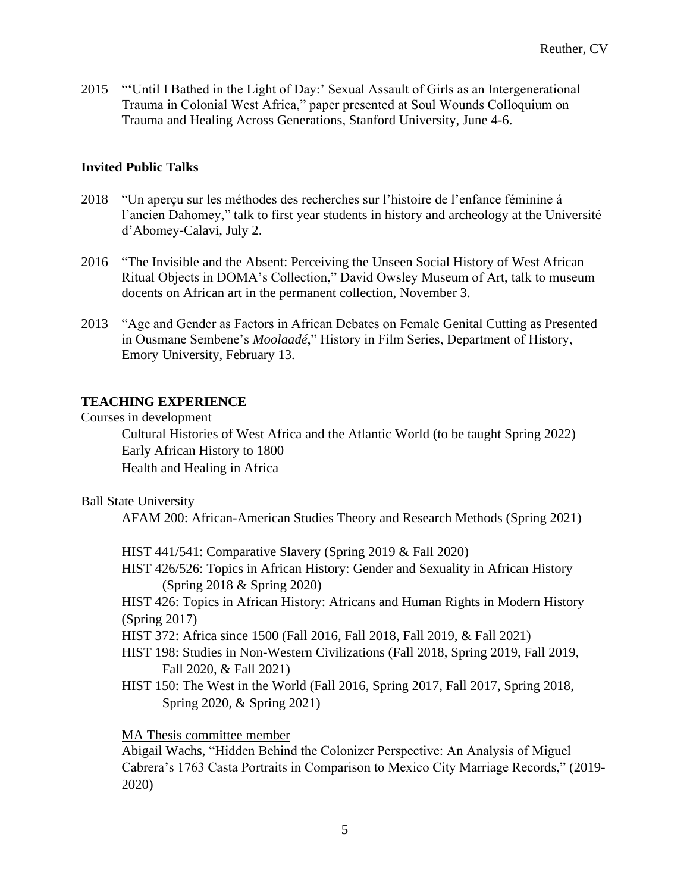2015 "'Until I Bathed in the Light of Day:' Sexual Assault of Girls as an Intergenerational Trauma in Colonial West Africa," paper presented at Soul Wounds Colloquium on Trauma and Healing Across Generations, Stanford University, June 4-6.

### Invited Public Talks

2018 "Un aperçu sur les méthodes des recherches sur l'histoire de l'enfance féminine á l'ancien Dahomey," talk to first year students in history and archeology at the Université d'Abomey-Calavi, July 2.

2016 "The Invisible and the Absent: Perceiving the Unseen Social History of West African Ritual Objects in DOMA's Collection," David Owsley Museum of Art, talk to museum docents on African art in the permanent collection, November 3.

2013 "Age and Gender as Factors in African Debates on Female Genital Cutting as Presented in Ousmane Sembene's *Moolaadé*," History in Film Series, Department of History, Emory University, February 13.

## TEACHING EXPERIENCE

Courses in development

- Cultural Histories of West Africa and the Atlantic World (to be taught Spring 2022)
- Early African History to 1800
- Health and Healing in Africa

Ball State University

- AFAM 200: African-American Studies Theory and Research Methods (Spring 2021)

- HIST 441/541: Comparative Slavery (Spring 2019 & Fall 2020)
- HIST 426/526: Topics in African History: Gender and Sexuality in African History (Spring 2018 & Spring 2020)
- HIST 426: Topics in African History: Africans and Human Rights in Modern History (Spring 2017)
- HIST 372: Africa since 1500 (Fall 2016, Fall 2018, Fall 2019, & Fall 2021)
- HIST 198: Studies in Non-Western Civilizations (Fall 2018, Spring 2019, Fall 2019, Fall 2020, & Fall 2021)
- HIST 150: The West in the World (Fall 2016, Spring 2017, Fall 2017, Spring 2018, Spring 2020, & Spring 2021)

MA Thesis committee member

Abigail Wachs, "Hidden Behind the Colonizer Perspective: An Analysis of Miguel Cabrera's 1763 Casta Portraits in Comparison to Mexico City Marriage Records," (2019-2020)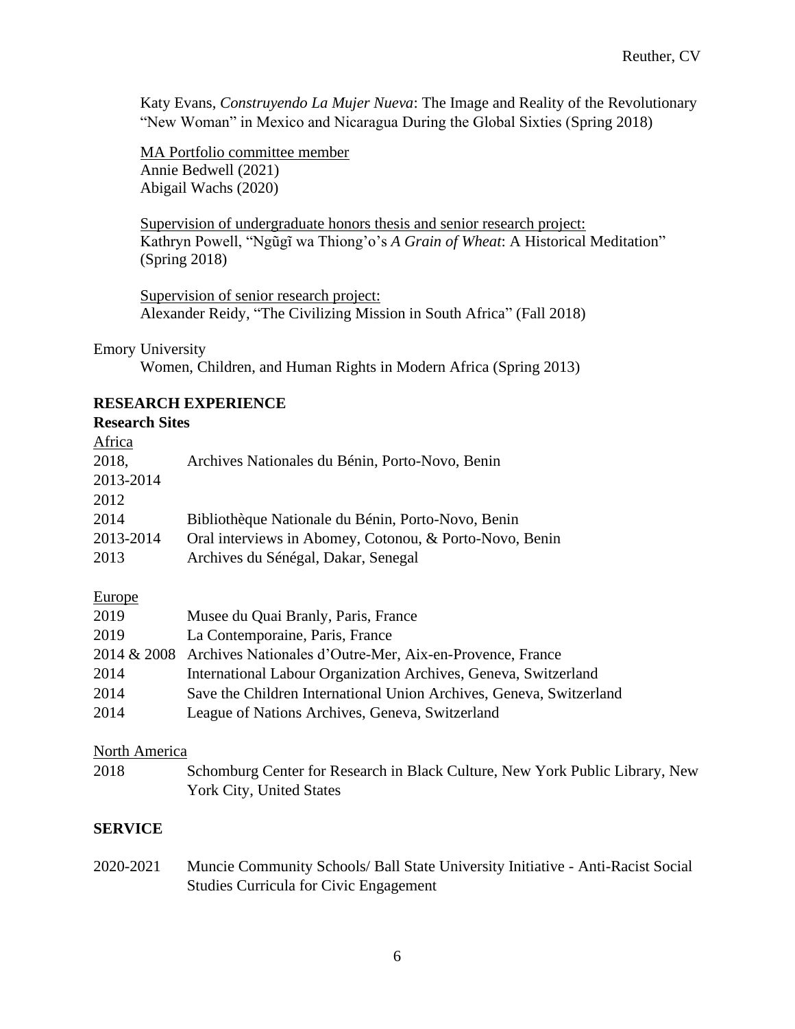Katy Evans, *Construyendo La Mujer Nueva*: The Image and Reality of the Revolutionary "New Woman" in Mexico and Nicaragua During the Global Sixties (Spring 2018)

<u>MA Portfolio committee member</u>
Annie Bedwell (2021)
Abigail Wachs (2020)

<u>Supervision of undergraduate honors thesis and senior research project:</u>
Kathryn Powell, "Ngũgĩ wa Thiong'o's *A Grain of Wheat*: A Historical Meditation" (Spring 2018)

<u>Supervision of senior research project:</u>
Alexander Reidy, "The Civilizing Mission in South Africa" (Fall 2018)

Emory University
Women, Children, and Human Rights in Modern Africa (Spring 2013)

## RESEARCH EXPERIENCE

### Research Sites

<u>Africa</u>

| | |
|---|---|
| 2018, 2013-2014 2012 | Archives Nationales du Bénin, Porto-Novo, Benin |
| 2014 | Bibliothèque Nationale du Bénin, Porto-Novo, Benin |
| 2013-2014 | Oral interviews in Abomey, Cotonou, & Porto-Novo, Benin |
| 2013 | Archives du Sénégal, Dakar, Senegal |

<u>Europe</u>

| | |
|---|---|
| 2019 | Musee du Quai Branly, Paris, France |
| 2019 | La Contemporaine, Paris, France |
| 2014 & 2008 | Archives Nationales d'Outre-Mer, Aix-en-Provence, France |
| 2014 | International Labour Organization Archives, Geneva, Switzerland |
| 2014 | Save the Children International Union Archives, Geneva, Switzerland |
| 2014 | League of Nations Archives, Geneva, Switzerland |

<u>North America</u>

| | |
|---|---|
| 2018 | Schomburg Center for Research in Black Culture, New York Public Library, New York City, United States |

## SERVICE

| | |
|---|---|
| 2020-2021 | Muncie Community Schools/ Ball State University Initiative - Anti-Racist Social Studies Curricula for Civic Engagement |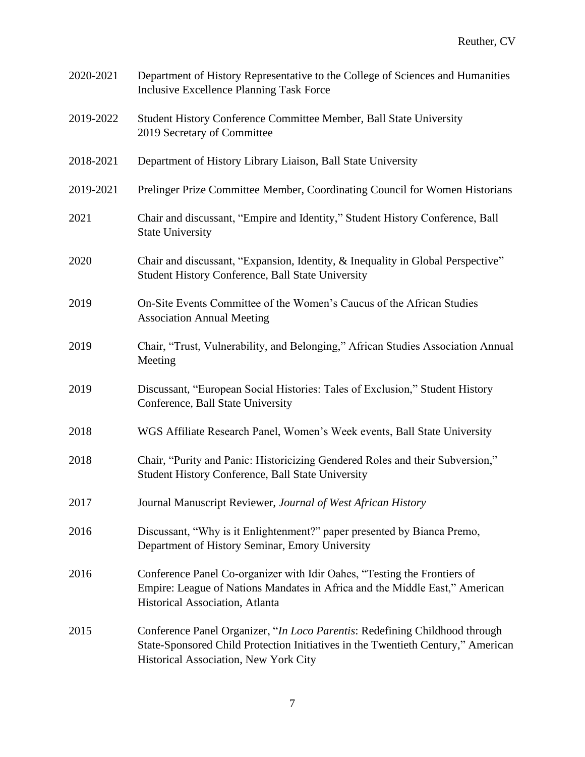2020-2021 Department of History Representative to the College of Sciences and Humanities Inclusive Excellence Planning Task Force

2019-2022 Student History Conference Committee Member, Ball State University
2019 Secretary of Committee

2018-2021 Department of History Library Liaison, Ball State University

2019-2021 Prelinger Prize Committee Member, Coordinating Council for Women Historians

2021 Chair and discussant, "Empire and Identity," Student History Conference, Ball State University

2020 Chair and discussant, "Expansion, Identity, & Inequality in Global Perspective" Student History Conference, Ball State University

2019 On-Site Events Committee of the Women's Caucus of the African Studies Association Annual Meeting

2019 Chair, "Trust, Vulnerability, and Belonging," African Studies Association Annual Meeting

2019 Discussant, "European Social Histories: Tales of Exclusion," Student History Conference, Ball State University

2018 WGS Affiliate Research Panel, Women's Week events, Ball State University

2018 Chair, "Purity and Panic: Historicizing Gendered Roles and their Subversion," Student History Conference, Ball State University

2017 Journal Manuscript Reviewer, *Journal of West African History*

2016 Discussant, "Why is it Enlightenment?" paper presented by Bianca Premo, Department of History Seminar, Emory University

2016 Conference Panel Co-organizer with Idir Oahes, "Testing the Frontiers of Empire: League of Nations Mandates in Africa and the Middle East," American Historical Association, Atlanta

2015 Conference Panel Organizer, "*In Loco Parentis*: Redefining Childhood through State-Sponsored Child Protection Initiatives in the Twentieth Century," American Historical Association, New York City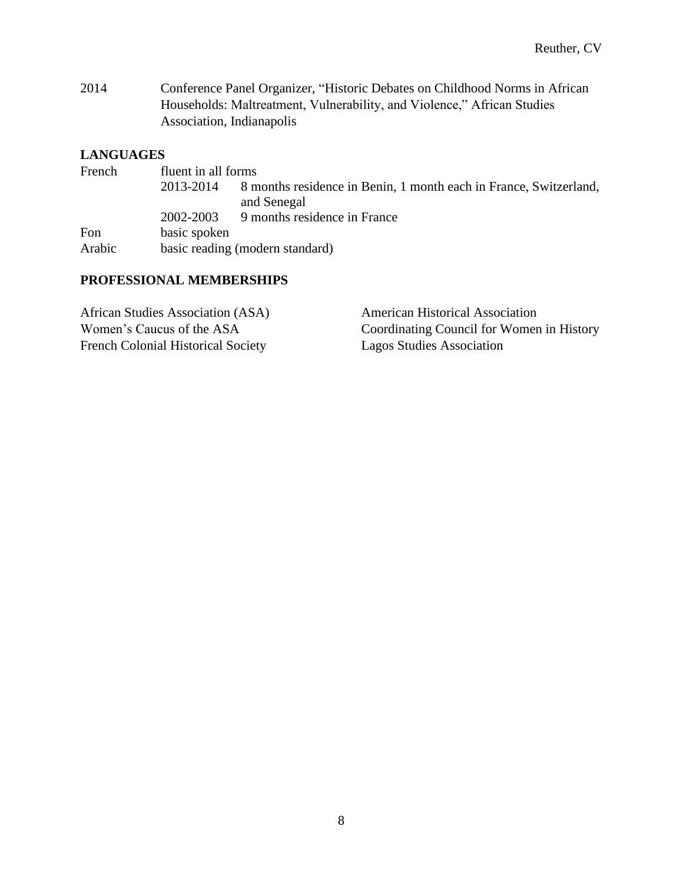2014 Conference Panel Organizer, "Historic Debates on Childhood Norms in African Households: Maltreatment, Vulnerability, and Violence," African Studies Association, Indianapolis

## LANGUAGES

| | | |
|---|---|---|
| French | fluent in all forms | |
| | 2013-2014 | 8 months residence in Benin, 1 month each in France, Switzerland, and Senegal |
| | 2002-2003 | 9 months residence in France |
| Fon | basic spoken | |
| Arabic | basic reading (modern standard) | |

## PROFESSIONAL MEMBERSHIPS

African Studies Association (ASA)
Women's Caucus of the ASA
French Colonial Historical Society
American Historical Association
Coordinating Council for Women in History
Lagos Studies Association